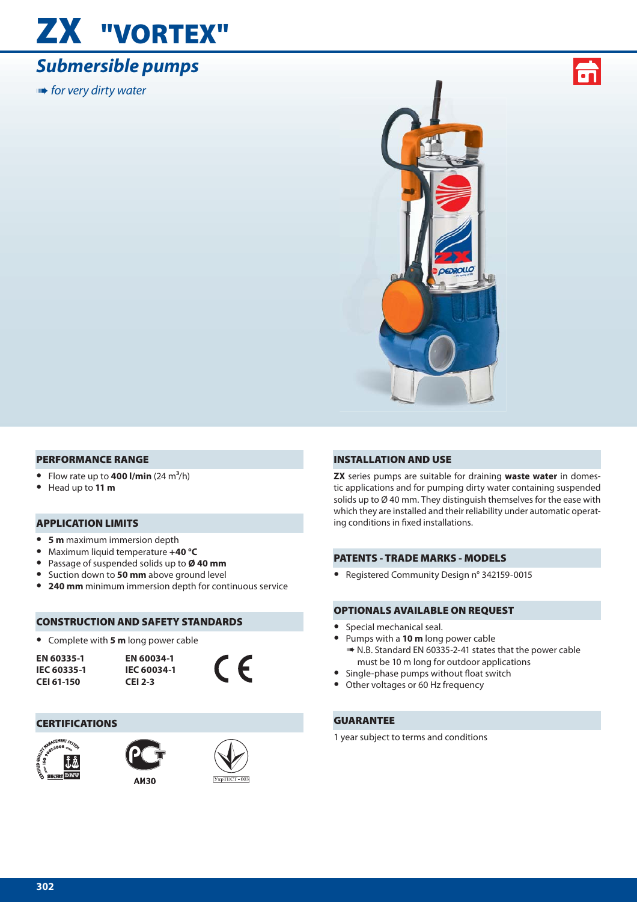# ZX "VORTEX"

## Submersible pumps

➠ *for very dirty water*

### PERFORMANCE RANGE

- Flow rate up to **400 l/min** (24 $m^3$/h)
- Head up to **11 m**

### APPLICATION LIMITS

- **5 m** maximum immersion depth
- Maximum liquid temperature **+40 °C**
- Passage of suspended solids up to **Ø 40 mm**
- Suction down to **50 mm** above ground level
- **240 mm** minimum immersion depth for continuous service

### CONSTRUCTION AND SAFETY STANDARDS

- Complete with **5 m** long power cable

| | |
|---|---|
| **EN 60335-1** | **EN 60034-1** |
| **IEC 60335-1** | **IEC 60034-1** |
| **CEI 61-150** | **CEI 2-3** |

CE

### CERTIFICATIONS

АИ30

УкрТЕСТ - 003

### INSTALLATION AND USE

**ZX** series pumps are suitable for draining **waste water** in domestic applications and for pumping dirty water containing suspended solids up to Ø 40 mm. They distinguish themselves for the ease with which they are installed and their reliability under automatic operating conditions in fixed installations.

### PATENTS - TRADE MARKS - MODELS

- Registered Community Design n° 342159-0015

### OPTIONALS AVAILABLE ON REQUEST

- Special mechanical seal.
- Pumps with a **10 m** long power cable
  ➠ N.B. Standard EN 60335-2-41 states that the power cable must be 10 m long for outdoor applications
- Single-phase pumps without float switch
- Other voltages or 60 Hz frequency

### GUARANTEE

1 year subject to terms and conditions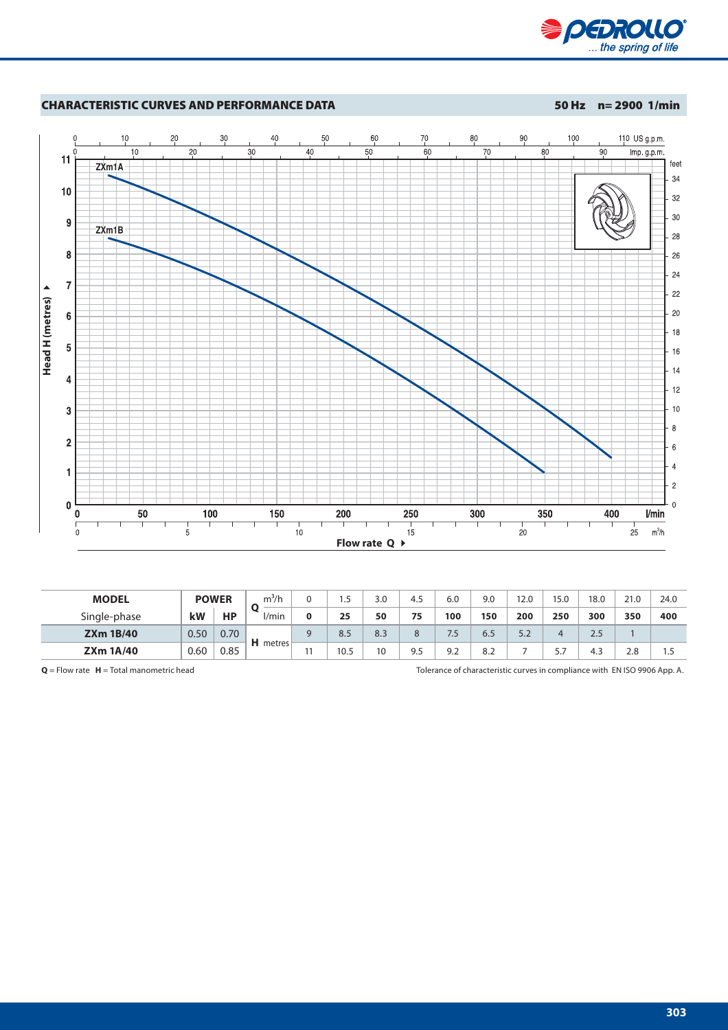## CHARACTERISTIC CURVES AND PERFORMANCE DATA

**50 Hz n= 2900 1/min**

| MODEL | POWER | | Q | m³/h | 0 | 1.5 | 3.0 | 4.5 | 6.0 | 9.0 | 12.0 | 15.0 | 18.0 | 21.0 | 24.0 |
|---|---|---|---|---|---|---|---|---|---|---|---|---|---|---|---|
| Single-phase | kW | HP | | l/min | **0** | **25** | **50** | **75** | **100** | **150** | **200** | **250** | **300** | **350** | **400** |
| **ZXm 1B/40** | 0.50 | 0.70 | **H** | metres | 9 | 8.5 | 8.3 | 8 | 7.5 | 6.5 | 5.2 | 4 | 2.5 | 1 | |
| **ZXm 1A/40** | 0.60 | 0.85 | | | 11 | 10.5 | 10 | 9.5 | 9.2 | 8.2 | 7 | 5.7 | 4.3 | 2.8 | 1.5 |

**Q** = Flow rate **H** = Total manometric head

Tolerance of characteristic curves in compliance with EN ISO 9906 App. A.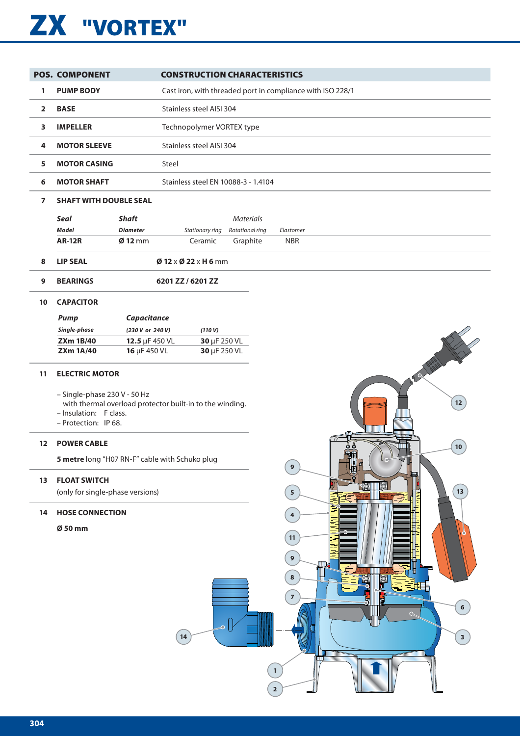# ZX "VORTEX"

| POS. | COMPONENT | CONSTRUCTION CHARACTERISTICS |
|---|---|---|
| 1 | **PUMP BODY** | Cast iron, with threaded port in compliance with ISO 228/1 |
| 2 | **BASE** | Stainless steel AISI 304 |
| 3 | **IMPELLER** | Technopolymer VORTEX type |
| 4 | **MOTOR SLEEVE** | Stainless steel AISI 304 |
| 5 | **MOTOR CASING** | Steel |
| 6 | **MOTOR SHAFT** | Stainless steel EN 10088-3 - 1.4104 |
| 7 | **SHAFT WITH DOUBLE SEAL** | |

| *Seal Model* | *Shaft Diameter* | *Materials* Stationary ring | Rotational ring | Elastomer |
|---|---|---|---|---|
| **AR-12R** | **Ø 12** mm | Ceramic | Graphite | NBR |

| POS. | COMPONENT | CONSTRUCTION CHARACTERISTICS |
|---|---|---|
| 8 | **LIP SEAL** | **Ø 12** x **Ø 22** x **H 6** mm |
| 9 | **BEARINGS** | **6201 ZZ / 6201 ZZ** |

**10 CAPACITOR**

| *Pump* Single-phase | *Capacitance* (230 V or 240 V) | (110 V) |
|---|---|---|
| **ZXm 1B/40** | **12.5** μF 450 VL | **30** μF 250 VL |
| **ZXm 1A/40** | **16** μF 450 VL | **30** μF 250 VL |

**11 ELECTRIC MOTOR**

– Single-phase 230 V - 50 Hz
  with thermal overload protector built-in to the winding.
– Insulation: F class.
– Protection: IP 68.

**12 POWER CABLE**

**5 metre** long "H07 RN-F" cable with Schuko plug

**13 FLOAT SWITCH**

(only for single-phase versions)

**14 HOSE CONNECTION**

**Ø 50 mm**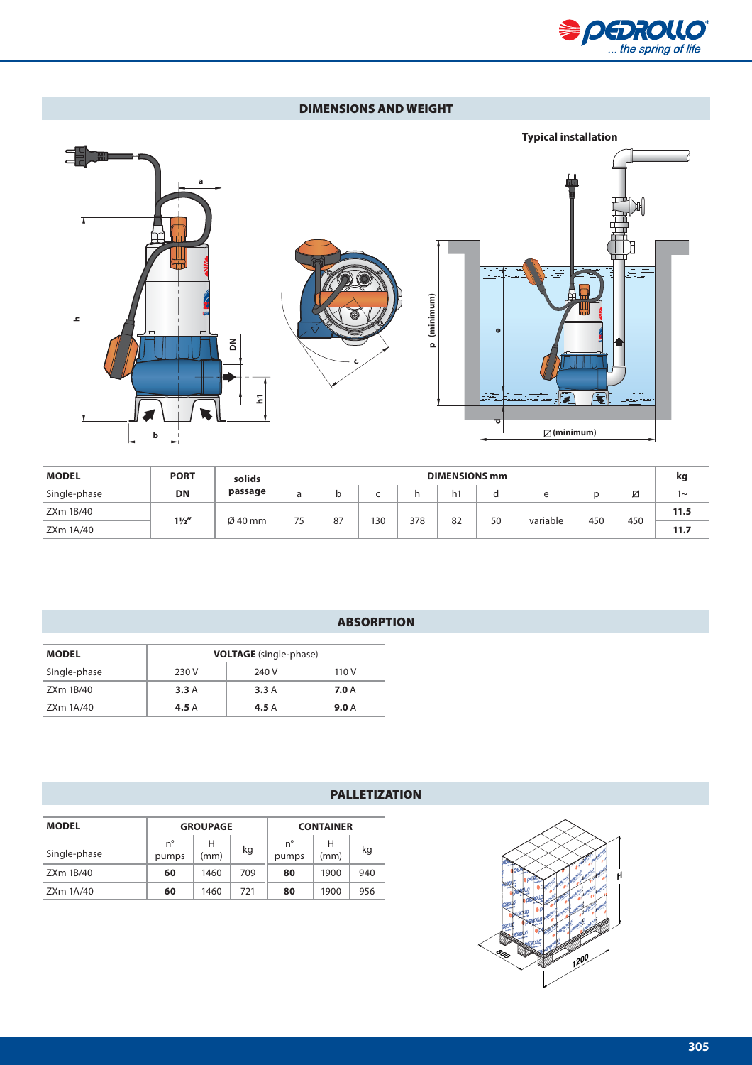## DIMENSIONS AND WEIGHT

Typical installation

| MODEL | PORT | solids passage | DIMENSIONS mm | | | | | | | | | kg |
|---|---|---|---|---|---|---|---|---|---|---|---|---|
| Single-phase | DN | | a | b | c | h | h1 | d | e | p | ⍁ | 1~ |
| ZXm 1B/40 | 1½" | Ø 40 mm | 75 | 87 | 130 | 378 | 82 | 50 | variable | 450 | 450 | **11.5** |
| ZXm 1A/40 | | | | | | | | | | | | **11.7** |

## ABSORPTION

| MODEL | VOLTAGE (single-phase) | | |
|---|---|---|---|
| Single-phase | 230 V | 240 V | 110 V |
| ZXm 1B/40 | **3.3** A | **3.3** A | **7.0** A |
| ZXm 1A/40 | **4.5** A | **4.5** A | **9.0** A |

## PALLETIZATION

| MODEL | GROUPAGE | | | CONTAINER | | |
|---|---|---|---|---|---|---|
| Single-phase | n° pumps | H (mm) | kg | n° pumps | H (mm) | kg |
| ZXm 1B/40 | **60** | 1460 | 709 | **80** | 1900 | 940 |
| ZXm 1A/40 | **60** | 1460 | 721 | **80** | 1900 | 956 |